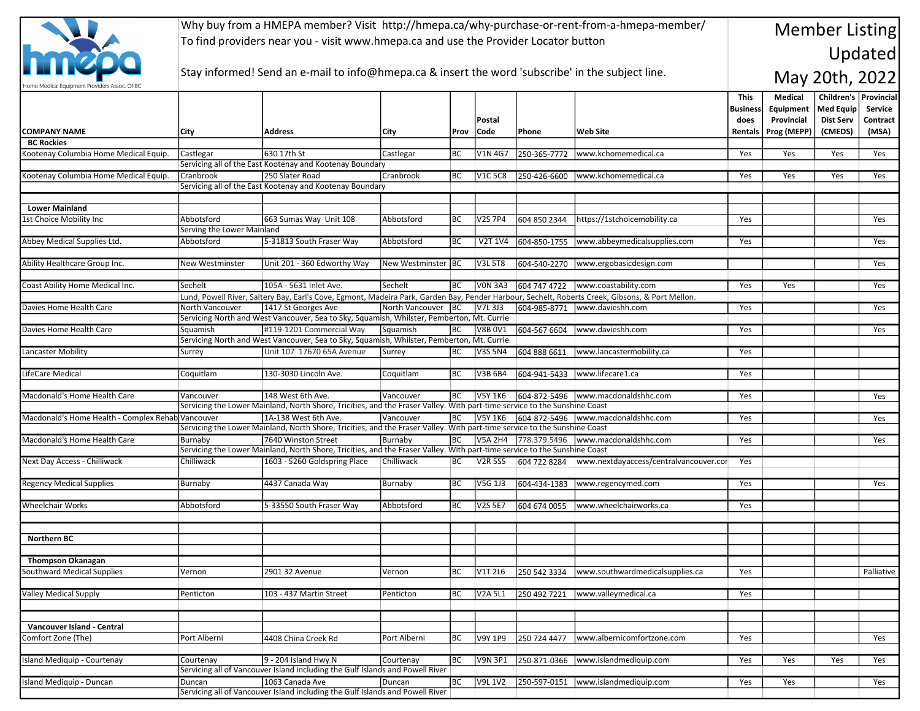hmepa

Home Medical Equipment Providers Assoc. Of BC

Why buy from a HMEPA member? Visit http://hmepa.ca/why-purchase-or-rent-from-a-hmepa-member/
To find providers near you - visit www.hmepa.ca and use the Provider Locator button

Stay informed! Send an e-mail to info@hmepa.ca & insert the word 'subscribe' in the subject line.

# Member Listing Updated May 20th, 2022

| COMPANY NAME | City | Address | City | Prov | Postal Code | Phone | Web Site | This Business does Rentals | Medical Equipment Provincial Prog (MEPP) | Children's Med Equip Dist Serv (CMEDS) | Provincial Service Contract (MSA) |
|---|---|---|---|---|---|---|---|---|---|---|---|
| **BC Rockies** | | | | | | | | | | | |
| Kootenay Columbia Home Medical Equip. | Castlegar | 630 17th St | Castlegar | BC | V1N 4G7 | 250-365-7772 | www.kchomemedical.ca | Yes | Yes | Yes | Yes |
| | Servicing all of the East Kootenay and Kootenay Boundary | | | | | | | | | | |
| Kootenay Columbia Home Medical Equip. | Cranbrook | 250 Slater Road | Cranbrook | BC | V1C 5C8 | 250-426-6600 | www.kchomemedical.ca | Yes | Yes | Yes | Yes |
| | Servicing all of the East Kootenay and Kootenay Boundary | | | | | | | | | | |
| **Lower Mainland** | | | | | | | | | | | |
| 1st Choice Mobility Inc | Abbotsford | 663 Sumas Way Unit 108 | Abbotsford | BC | V2S 7P4 | 604 850 2344 | https://1stchoicemobility.ca | Yes | | | Yes |
| | Serving the Lower Mainland | | | | | | | | | | |
| Abbey Medical Supplies Ltd. | Abbotsford | 5-31813 South Fraser Way | Abbotsford | BC | V2T 1V4 | 604-850-1755 | www.abbeymedicalsupplies.com | Yes | | | Yes |
| Ability Healthcare Group Inc. | New Westminster | Unit 201 - 360 Edworthy Way | New Westminster | BC | V3L 5T8 | 604-540-2270 | www.ergobasicdesign.com | | | | Yes |
| Coast Ability Home Medical Inc. | Sechelt | 105A - 5631 Inlet Ave. | Sechelt | BC | V0N 3A3 | 604 747 4722 | www.coastability.com | Yes | Yes | | Yes |
| | Lund, Powell River, Saltery Bay, Earl's Cove, Egmont, Madeira Park, Garden Bay, Pender Harbour, Sechelt, Roberts Creek, Gibsons, & Port Mellon. | | | | | | | | | | |
| Davies Home Health Care | North Vancouver | 1417 St Georges Ave | North Vancouver | BC | V7L 3J3 | 604-985-8771 | www.davieshh.com | Yes | | | Yes |
| | Servicing North and West Vancouver, Sea to Sky, Squamish, Whilster, Pemberton, Mt. Currie | | | | | | | | | | |
| Davies Home Health Care | Squamish | #119-1201 Commercial Way | Squamish | BC | V8B 0V1 | 604-567 6604 | www.davieshh.com | Yes | | | Yes |
| | Servicing North and West Vancouver, Sea to Sky, Squamish, Whilster, Pemberton, Mt. Currie | | | | | | | | | | |
| Lancaster Mobility | Surrey | Unit 107 17670 65A Avenue | Surrey | BC | V3S 5N4 | 604 888 6611 | www.lancastermobility.ca | Yes | | | |
| LifeCare Medical | Coquitlam | 130-3030 Lincoln Ave. | Coquitlam | BC | V3B 6B4 | 604-941-5433 | www.lifecare1.ca | Yes | | | |
| Macdonald's Home Health Care | Vancouver | 148 West 6th Ave. | Vancouver | BC | V5Y 1K6 | 604-872-5496 | www.macdonaldshhc.com | Yes | | | Yes |
| | Servicing the Lower Mainland, North Shore, Tricities, and the Fraser Valley. With part-time service to the Sunshine Coast | | | | | | | | | | |
| Macdonald's Home Health - Complex Rehab | Vancouver | 1A-138 West 6th Ave. | Vancouver | BC | V5Y 1K6 | 604-872-5496 | www.macdonaldshhc.com | Yes | | | Yes |
| | Servicing the Lower Mainland, North Shore, Tricities, and the Fraser Valley. With part-time service to the Sunshine Coast | | | | | | | | | | |
| Macdonald's Home Health Care | Burnaby | 7640 Winston Street | Burnaby | BC | V5A 2H4 | 778.379.5496 | www.macdonaldshhc.com | Yes | | | Yes |
| | Servicing the Lower Mainland, North Shore, Tricities, and the Fraser Valley. With part-time service to the Sunshine Coast | | | | | | | | | | |
| Next Day Access - Chilliwack | Chilliwack | 1603 - 5260 Goldspring Place | Chilliwack | BC | V2R 5S5 | 604 722 8284 | www.nextdayaccess/centralvancouver.cor | Yes | | | |
| Regency Medical Supplies | Burnaby | 4437 Canada Way | Burnaby | BC | V5G 1J3 | 604-434-1383 | www.regencymed.com | Yes | | | Yes |
| Wheelchair Works | Abbotsford | 5-33550 South Fraser Way | Abbotsford | BC | V2S 5E7 | 604 674 0055 | www.wheelchairworks.ca | Yes | | | |
| **Northern BC** | | | | | | | | | | | |
| **Thompson Okanagan** | | | | | | | | | | | |
| Southward Medical Supplies | Vernon | 2901 32 Avenue | Vernon | BC | V1T 2L6 | 250 542 3334 | www.southwardmedicalsupplies.ca | Yes | | | Palliative |
| Valley Medical Supply | Penticton | 103 - 437 Martin Street | Penticton | BC | V2A 5L1 | 250 492 7221 | www.valleymedical.ca | Yes | | | |
| **Vancouver Island - Central** | | | | | | | | | | | |
| Comfort Zone (The) | Port Alberni | 4408 China Creek Rd | Port Alberni | BC | V9Y 1P9 | 250 724 4477 | www.albernicomfortzone.com | Yes | | | Yes |
| Island Mediquip - Courtenay | Courtenay | 9 - 204 Island Hwy N | Courtenay | BC | V9N 3P1 | 250-871-0366 | www.islandmediquip.com | Yes | Yes | Yes | Yes |
| | Servicing all of Vancouver Island including the Gulf Islands and Powell River | | | | | | | | | | |
| Island Mediquip - Duncan | Duncan | 1063 Canada Ave | Duncan | BC | V9L 1V2 | 250-597-0151 | www.islandmediquip.com | Yes | Yes | | Yes |
| | Servicing all of Vancouver Island including the Gulf Islands and Powell River | | | | | | | | | | |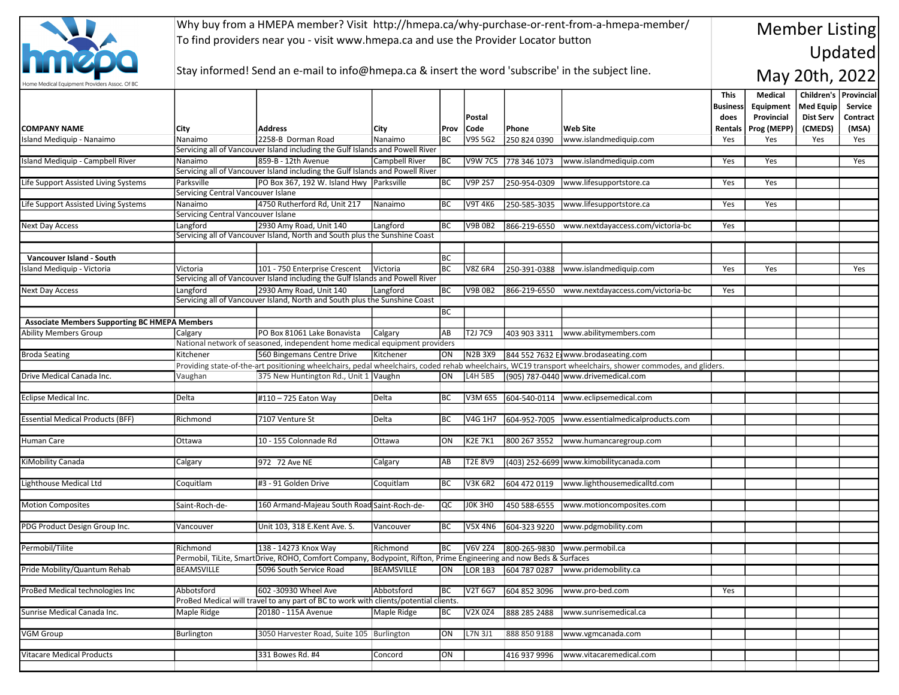hmepa
Home Medical Equipment Providers Assoc. Of BC

Why buy from a HMEPA member? Visit http://hmepa.ca/why-purchase-or-rent-from-a-hmepa-member/
To find providers near you - visit www.hmepa.ca and use the Provider Locator button

Stay informed! Send an e-mail to info@hmepa.ca & insert the word 'subscribe' in the subject line.

# Member Listing Updated May 20th, 2022

| COMPANY NAME | City | Address | City | Prov | Postal Code | Phone | Web Site | This Business does Rentals | Medical Equipment Provincial Prog (MEPP) | Children's Med Equip Dist Serv (CMEDS) | Provincial Service Contract (MSA) |
|---|---|---|---|---|---|---|---|---|---|---|---|
| Island Mediquip - Nanaimo | Nanaimo | 2258-B Dorman Road | Nanaimo | BC | V9S 5G2 | 250 824 0390 | www.islandmediquip.com | Yes | Yes | Yes | Yes |
| | Servicing all of Vancouver Island including the Gulf Islands and Powell River | | | | | | | | | | |
| Island Mediquip - Campbell River | Nanaimo | 859-B - 12th Avenue | Campbell River | BC | V9W 7C5 | 778 346 1073 | www.islandmediquip.com | Yes | Yes | | Yes |
| | Servicing all of Vancouver Island including the Gulf Islands and Powell River | | | | | | | | | | |
| Life Support Assisted Living Systems | Parksville | PO Box 367, 192 W. Island Hwy | Parksville | BC | V9P 2S7 | 250-954-0309 | www.lifesupportstore.ca | Yes | Yes | | |
| | Servicing Central Vancouver Islane | | | | | | | | | | |
| Life Support Assisted Living Systems | Nanaimo | 4750 Rutherford Rd, Unit 217 | Nanaimo | BC | V9T 4K6 | 250-585-3035 | www.lifesupportstore.ca | Yes | Yes | | |
| | Servicing Central Vancouver Islane | | | | | | | | | | |
| Next Day Access | Langford | 2930 Amy Road, Unit 140 | Langford | BC | V9B 0B2 | 866-219-6550 | www.nextdayaccess.com/victoria-bc | Yes | | | |
| | Servicing all of Vancouver Island, North and South plus the Sunshine Coast | | | | | | | | | | |
| **Vancouver Island - South** | | | | BC | | | | | | | |
| Island Mediquip - Victoria | Victoria | 101 - 750 Enterprise Crescent | Victoria | BC | V8Z 6R4 | 250-391-0388 | www.islandmediquip.com | Yes | Yes | | Yes |
| | Servicing all of Vancouver Island including the Gulf Islands and Powell River | | | | | | | | | | |
| Next Day Access | Langford | 2930 Amy Road, Unit 140 | Langford | BC | V9B 0B2 | 866-219-6550 | www.nextdayaccess.com/victoria-bc | Yes | | | |
| | Servicing all of Vancouver Island, North and South plus the Sunshine Coast | | | | | | | | | | |
| | | | | BC | | | | | | | |
| **Associate Members Supporting BC HMEPA Members** | | | | | | | | | | | |
| Ability Members Group | Calgary | PO Box 81061 Lake Bonavista | Calgary | AB | T2J 7C9 | 403 903 3311 | www.abilitymembers.com | | | | |
| | National network of seasoned, independent home medical equipment providers | | | | | | | | | | |
| Broda Seating | Kitchener | 560 Bingemans Centre Drive | Kitchener | ON | N2B 3X9 | 844 552 7632 E | www.brodaseating.com | | | | |
| | Providing state-of-the-art positioning wheelchairs, pedal wheelchairs, coded rehab wheelchairs, WC19 transport wheelchairs, shower commodes, and gliders. | | | | | | | | | | |
| Drive Medical Canada Inc. | Vaughan | 375 New Huntington Rd., Unit 1 | Vaughn | ON | L4H 5B5 | (905) 787-0440 | www.drivemedical.com | | | | |
| Eclipse Medical Inc. | Delta | #110 – 725 Eaton Way | Delta | BC | V3M 6S5 | 604-540-0114 | www.eclipsemedical.com | | | | |
| Essential Medical Products (BFF) | Richmond | 7107 Venture St | Delta | BC | V4G 1H7 | 604-952-7005 | www.essentialmedicalproducts.com | | | | |
| Human Care | Ottawa | 10 - 155 Colonnade Rd | Ottawa | ON | K2E 7K1 | 800 267 3552 | www.humancaregroup.com | | | | |
| KiMobility Canada | Calgary | 972 72 Ave NE | Calgary | AB | T2E 8V9 | (403) 252-6699 | www.kimobilitycanada.com | | | | |
| Lighthouse Medical Ltd | Coquitlam | #3 - 91 Golden Drive | Coquitlam | BC | V3K 6R2 | 604 472 0119 | www.lighthousemedicalltd.com | | | | |
| Motion Composites | Saint-Roch-de- | 160 Armand-Majeau South Road | Saint-Roch-de- | QC | J0K 3H0 | 450 588-6555 | www.motioncomposites.com | | | | |
| PDG Product Design Group Inc. | Vancouver | Unit 103, 318 E.Kent Ave. S. | Vancouver | BC | V5X 4N6 | 604-323 9220 | www.pdgmobility.com | | | | |
| Permobil/Tilite | Richmond | 138 - 14273 Knox Way | Richmond | BC | V6V 2Z4 | 800-265-9830 | www.permobil.ca | | | | |
| | Permobil, TiLite, SmartDrive, ROHO, Comfort Company, Bodypoint, Rifton, Prime Engineering and now Beds & Surfaces | | | | | | | | | | |
| Pride Mobility/Quantum Rehab | BEAMSVILLE | 5096 South Service Road | BEAMSVILLE | ON | LOR 1B3 | 604 787 0287 | www.pridemobility.ca | | | | |
| ProBed Medical technologies Inc | Abbotsford | 602 -30930 Wheel Ave | Abbotsford | BC | V2T 6G7 | 604 852 3096 | www.pro-bed.com | Yes | | | |
| | ProBed Medical will travel to any part of BC to work with clients/potential clients. | | | | | | | | | | |
| Sunrise Medical Canada Inc. | Maple Ridge | 20180 - 115A Avenue | Maple Ridge | BC | V2X 0Z4 | 888 285 2488 | www.sunrisemedical.ca | | | | |
| VGM Group | Burlington | 3050 Harvester Road, Suite 105 | Burlington | ON | L7N 3J1 | 888 850 9188 | www.vgmcanada.com | | | | |
| Vitacare Medical Products | | 331 Bowes Rd. #4 | Concord | ON | | 416 937 9996 | www.vitacaremedical.com | | | | |